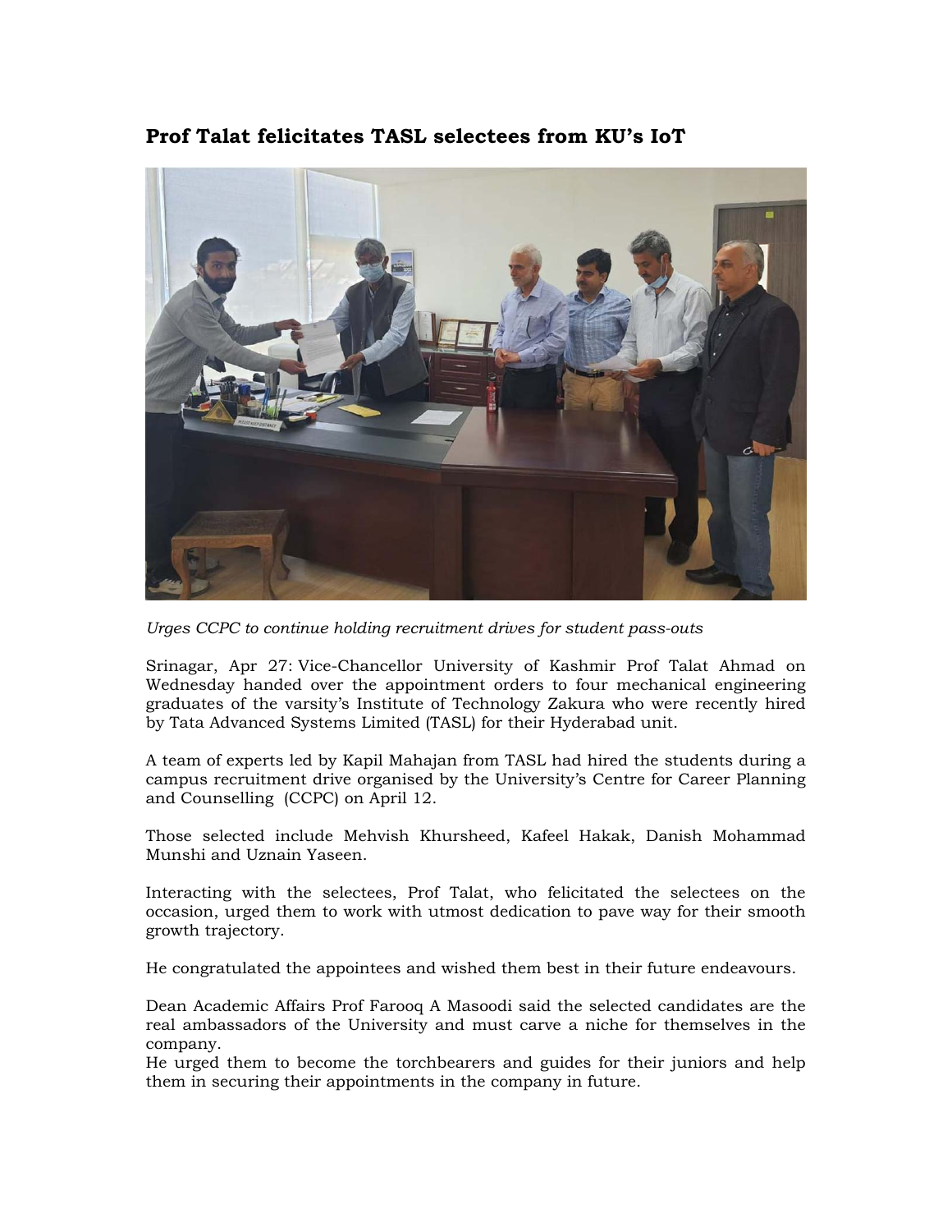# Prof Talat felicitates TASL selectees from KU's IoT

*Urges CCPC to continue holding recruitment drives for student pass-outs*

Srinagar, Apr 27: Vice-Chancellor University of Kashmir Prof Talat Ahmad on Wednesday handed over the appointment orders to four mechanical engineering graduates of the varsity's Institute of Technology Zakura who were recently hired by Tata Advanced Systems Limited (TASL) for their Hyderabad unit.

A team of experts led by Kapil Mahajan from TASL had hired the students during a campus recruitment drive organised by the University's Centre for Career Planning and Counselling (CCPC) on April 12.

Those selected include Mehvish Khursheed, Kafeel Hakak, Danish Mohammad Munshi and Uznain Yaseen.

Interacting with the selectees, Prof Talat, who felicitated the selectees on the occasion, urged them to work with utmost dedication to pave way for their smooth growth trajectory.

He congratulated the appointees and wished them best in their future endeavours.

Dean Academic Affairs Prof Farooq A Masoodi said the selected candidates are the real ambassadors of the University and must carve a niche for themselves in the company.
He urged them to become the torchbearers and guides for their juniors and help them in securing their appointments in the company in future.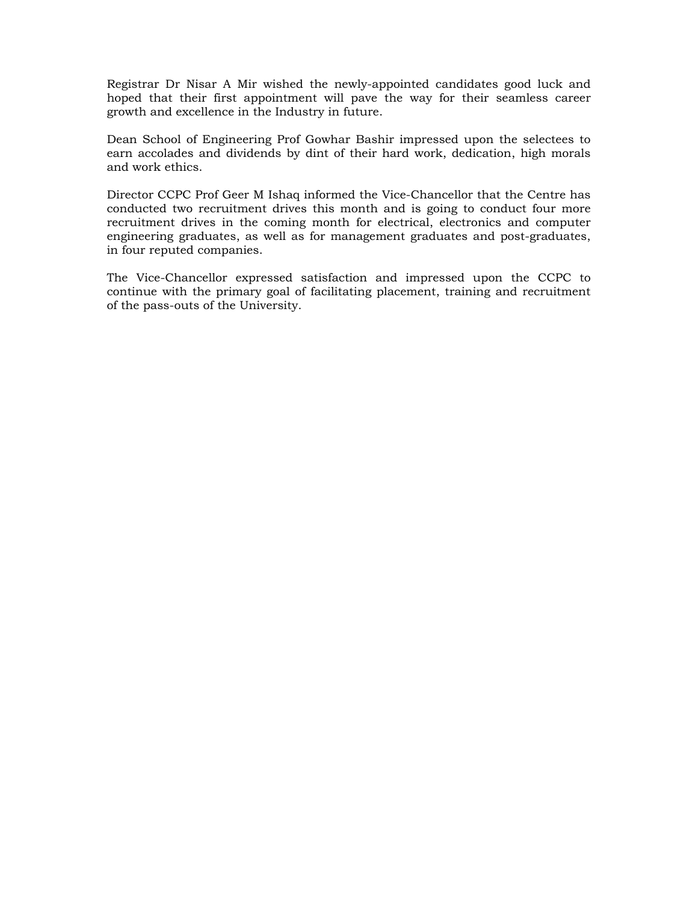Registrar Dr Nisar A Mir wished the newly-appointed candidates good luck and hoped that their first appointment will pave the way for their seamless career growth and excellence in the Industry in future.

Dean School of Engineering Prof Gowhar Bashir impressed upon the selectees to earn accolades and dividends by dint of their hard work, dedication, high morals and work ethics.

Director CCPC Prof Geer M Ishaq informed the Vice-Chancellor that the Centre has conducted two recruitment drives this month and is going to conduct four more recruitment drives in the coming month for electrical, electronics and computer engineering graduates, as well as for management graduates and post-graduates, in four reputed companies.

The Vice-Chancellor expressed satisfaction and impressed upon the CCPC to continue with the primary goal of facilitating placement, training and recruitment of the pass-outs of the University.